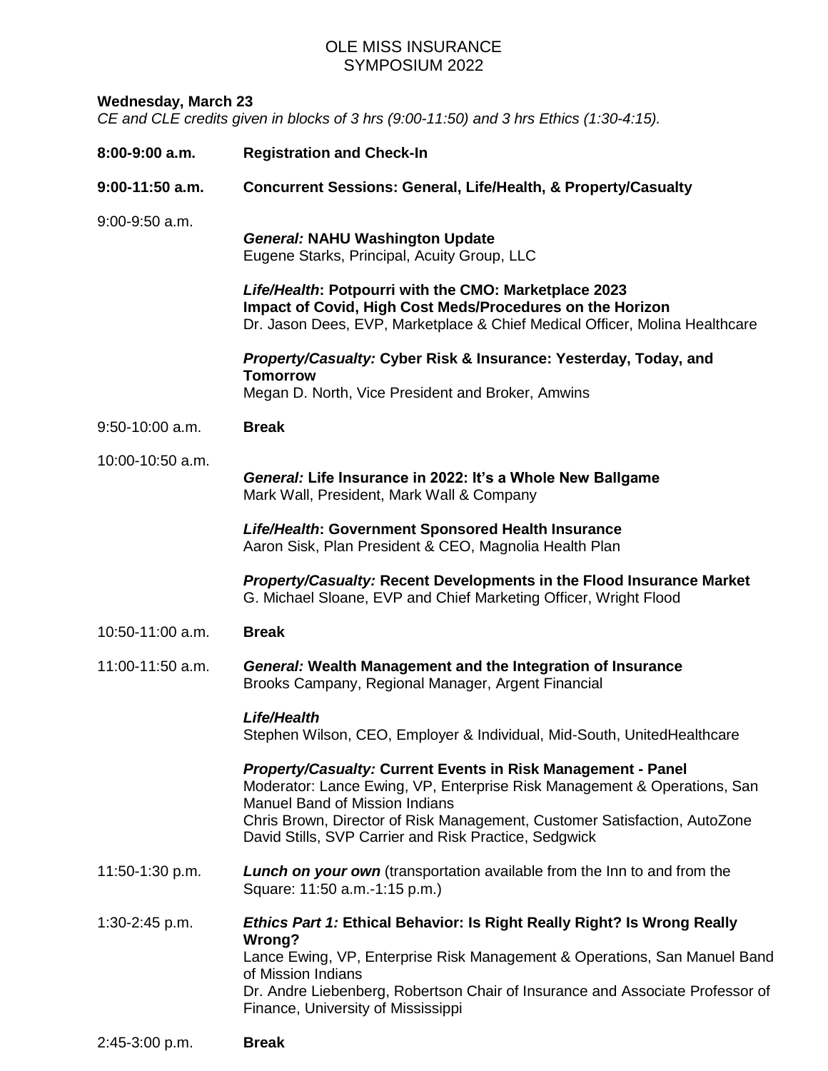# OLE MISS INSURANCE SYMPOSIUM 2022

**Wednesday, March 23**

*CE and CLE credits given in blocks of 3 hrs (9:00-11:50) and 3 hrs Ethics (1:30-4:15).*

**8:00-9:00 a.m.** **Registration and Check-In**

**9:00-11:50 a.m.** **Concurrent Sessions: General, Life/Health, & Property/Casualty**

9:00-9:50 a.m.

***General:* NAHU Washington Update**
Eugene Starks, Principal, Acuity Group, LLC

***Life/Health*: Potpourri with the CMO: Marketplace 2023 Impact of Covid, High Cost Meds/Procedures on the Horizon**
Dr. Jason Dees, EVP, Marketplace & Chief Medical Officer, Molina Healthcare

***Property/Casualty:* Cyber Risk & Insurance: Yesterday, Today, and Tomorrow**
Megan D. North, Vice President and Broker, Amwins

9:50-10:00 a.m. **Break**

10:00-10:50 a.m.

***General:* Life Insurance in 2022: It's a Whole New Ballgame**
Mark Wall, President, Mark Wall & Company

***Life/Health*: Government Sponsored Health Insurance**
Aaron Sisk, Plan President & CEO, Magnolia Health Plan

***Property/Casualty:* Recent Developments in the Flood Insurance Market**
G. Michael Sloane, EVP and Chief Marketing Officer, Wright Flood

10:50-11:00 a.m. **Break**

11:00-11:50 a.m.

***General:* Wealth Management and the Integration of Insurance**
Brooks Campany, Regional Manager, Argent Financial

***Life/Health***
Stephen Wilson, CEO, Employer & Individual, Mid-South, UnitedHealthcare

***Property/Casualty:* Current Events in Risk Management - Panel**
Moderator: Lance Ewing, VP, Enterprise Risk Management & Operations, San Manuel Band of Mission Indians
Chris Brown, Director of Risk Management, Customer Satisfaction, AutoZone
David Stills, SVP Carrier and Risk Practice, Sedgwick

11:50-1:30 p.m. ***Lunch on your own*** (transportation available from the Inn to and from the Square: 11:50 a.m.-1:15 p.m.)

1:30-2:45 p.m. ***Ethics Part 1:* Ethical Behavior: Is Right Really Right? Is Wrong Really Wrong?**
Lance Ewing, VP, Enterprise Risk Management & Operations, San Manuel Band of Mission Indians
Dr. Andre Liebenberg, Robertson Chair of Insurance and Associate Professor of Finance, University of Mississippi

2:45-3:00 p.m. **Break**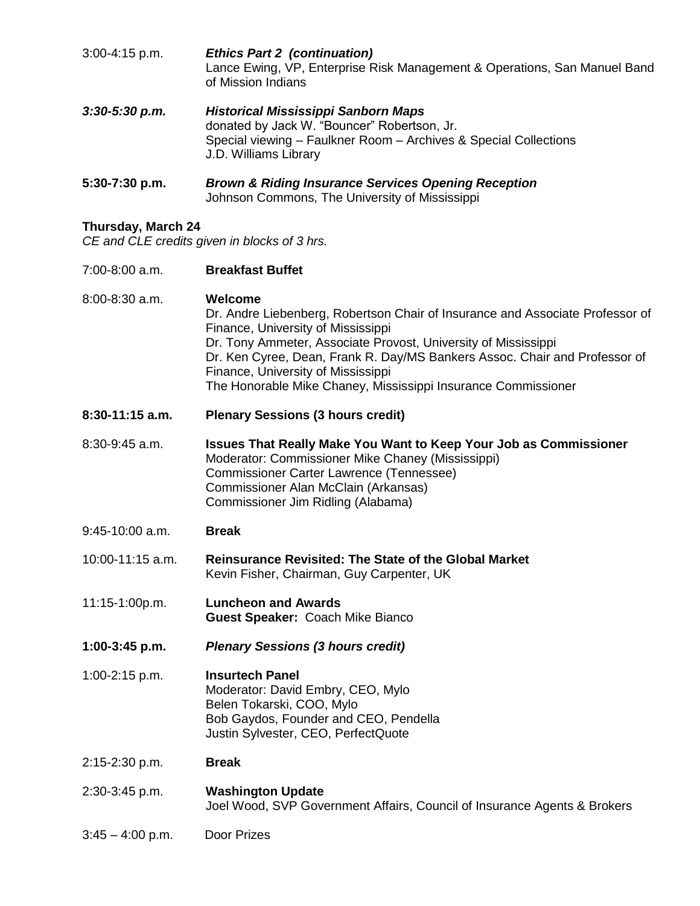3:00-4:15 p.m. — ***Ethics Part 2 (continuation)***
Lance Ewing, VP, Enterprise Risk Management & Operations, San Manuel Band of Mission Indians

***3:30-5:30 p.m.*** — ***Historical Mississippi Sanborn Maps***
donated by Jack W. "Bouncer" Robertson, Jr.
Special viewing – Faulkner Room – Archives & Special Collections
J.D. Williams Library

**5:30-7:30 p.m.** — ***Brown & Riding Insurance Services Opening Reception***
Johnson Commons, The University of Mississippi

**Thursday, March 24**

*CE and CLE credits given in blocks of 3 hrs.*

7:00-8:00 a.m. — **Breakfast Buffet**

8:00-8:30 a.m. — **Welcome**
Dr. Andre Liebenberg, Robertson Chair of Insurance and Associate Professor of Finance, University of Mississippi
Dr. Tony Ammeter, Associate Provost, University of Mississippi
Dr. Ken Cyree, Dean, Frank R. Day/MS Bankers Assoc. Chair and Professor of Finance, University of Mississippi
The Honorable Mike Chaney, Mississippi Insurance Commissioner

**8:30-11:15 a.m.** — **Plenary Sessions (3 hours credit)**

8:30-9:45 a.m. — **Issues That Really Make You Want to Keep Your Job as Commissioner**
Moderator: Commissioner Mike Chaney (Mississippi)
Commissioner Carter Lawrence (Tennessee)
Commissioner Alan McClain (Arkansas)
Commissioner Jim Ridling (Alabama)

9:45-10:00 a.m. — **Break**

10:00-11:15 a.m. — **Reinsurance Revisited: The State of the Global Market**
Kevin Fisher, Chairman, Guy Carpenter, UK

11:15-1:00p.m. — **Luncheon and Awards**
**Guest Speaker:** Coach Mike Bianco

**1:00-3:45 p.m.** — ***Plenary Sessions (3 hours credit)***

1:00-2:15 p.m. — **Insurtech Panel**
Moderator: David Embry, CEO, Mylo
Belen Tokarski, COO, Mylo
Bob Gaydos, Founder and CEO, Pendella
Justin Sylvester, CEO, PerfectQuote

2:15-2:30 p.m. — **Break**

2:30-3:45 p.m. — **Washington Update**
Joel Wood, SVP Government Affairs, Council of Insurance Agents & Brokers

3:45 – 4:00 p.m. — Door Prizes